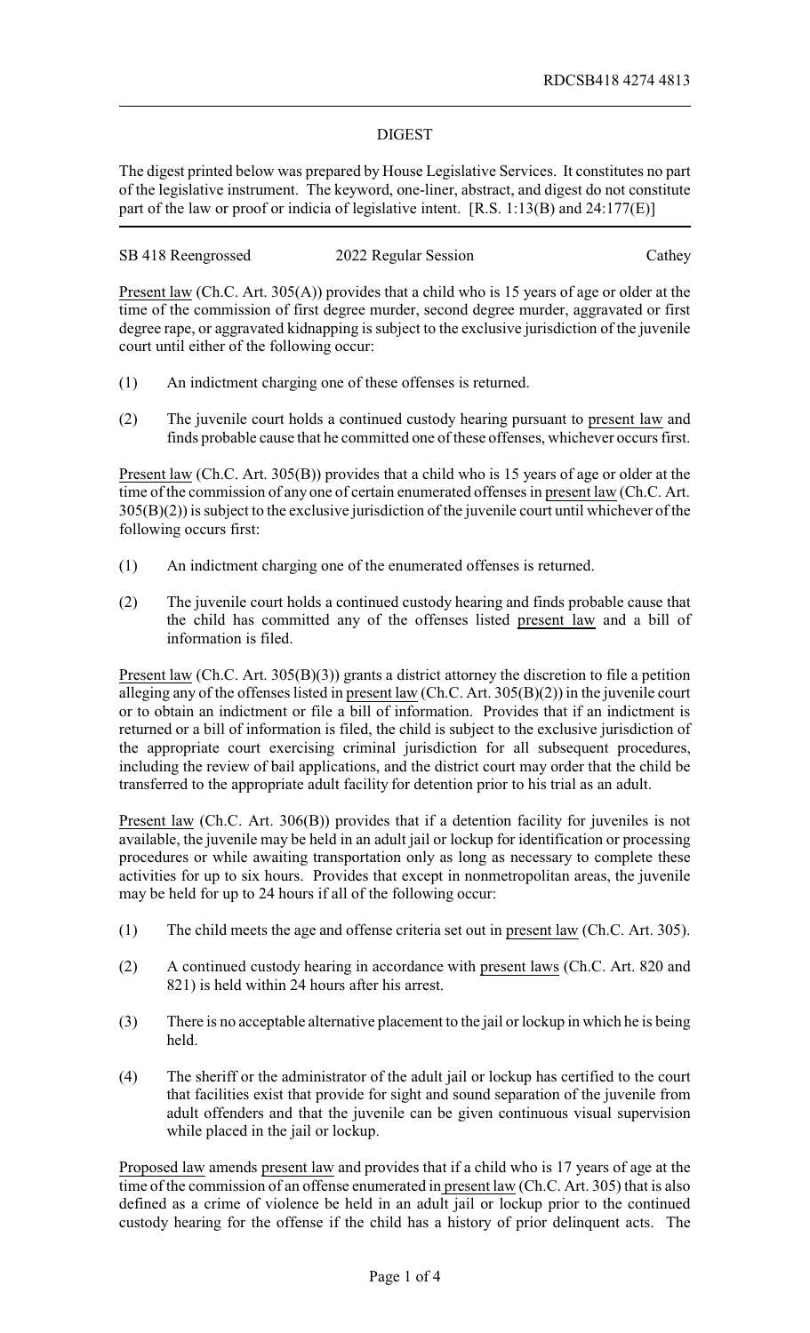RDCSB418 4274 4813

## DIGEST

The digest printed below was prepared by House Legislative Services. It constitutes no part of the legislative instrument. The keyword, one-liner, abstract, and digest do not constitute part of the law or proof or indicia of legislative intent. [R.S. 1:13(B) and 24:177(E)]

SB 418 Reengrossed — 2022 Regular Session — Cathey

Present law (Ch.C. Art. 305(A)) provides that a child who is 15 years of age or older at the time of the commission of first degree murder, second degree murder, aggravated or first degree rape, or aggravated kidnapping is subject to the exclusive jurisdiction of the juvenile court until either of the following occur:

(1) An indictment charging one of these offenses is returned.

(2) The juvenile court holds a continued custody hearing pursuant to present law and finds probable cause that he committed one of these offenses, whichever occurs first.

Present law (Ch.C. Art. 305(B)) provides that a child who is 15 years of age or older at the time of the commission of any one of certain enumerated offenses in present law (Ch.C. Art. 305(B)(2)) is subject to the exclusive jurisdiction of the juvenile court until whichever of the following occurs first:

(1) An indictment charging one of the enumerated offenses is returned.

(2) The juvenile court holds a continued custody hearing and finds probable cause that the child has committed any of the offenses listed present law and a bill of information is filed.

Present law (Ch.C. Art. 305(B)(3)) grants a district attorney the discretion to file a petition alleging any of the offenses listed in present law (Ch.C. Art. 305(B)(2)) in the juvenile court or to obtain an indictment or file a bill of information. Provides that if an indictment is returned or a bill of information is filed, the child is subject to the exclusive jurisdiction of the appropriate court exercising criminal jurisdiction for all subsequent procedures, including the review of bail applications, and the district court may order that the child be transferred to the appropriate adult facility for detention prior to his trial as an adult.

Present law (Ch.C. Art. 306(B)) provides that if a detention facility for juveniles is not available, the juvenile may be held in an adult jail or lockup for identification or processing procedures or while awaiting transportation only as long as necessary to complete these activities for up to six hours. Provides that except in nonmetropolitan areas, the juvenile may be held for up to 24 hours if all of the following occur:

(1) The child meets the age and offense criteria set out in present law (Ch.C. Art. 305).

(2) A continued custody hearing in accordance with present laws (Ch.C. Art. 820 and 821) is held within 24 hours after his arrest.

(3) There is no acceptable alternative placement to the jail or lockup in which he is being held.

(4) The sheriff or the administrator of the adult jail or lockup has certified to the court that facilities exist that provide for sight and sound separation of the juvenile from adult offenders and that the juvenile can be given continuous visual supervision while placed in the jail or lockup.

Proposed law amends present law and provides that if a child who is 17 years of age at the time of the commission of an offense enumerated in present law (Ch.C. Art. 305) that is also defined as a crime of violence be held in an adult jail or lockup prior to the continued custody hearing for the offense if the child has a history of prior delinquent acts. The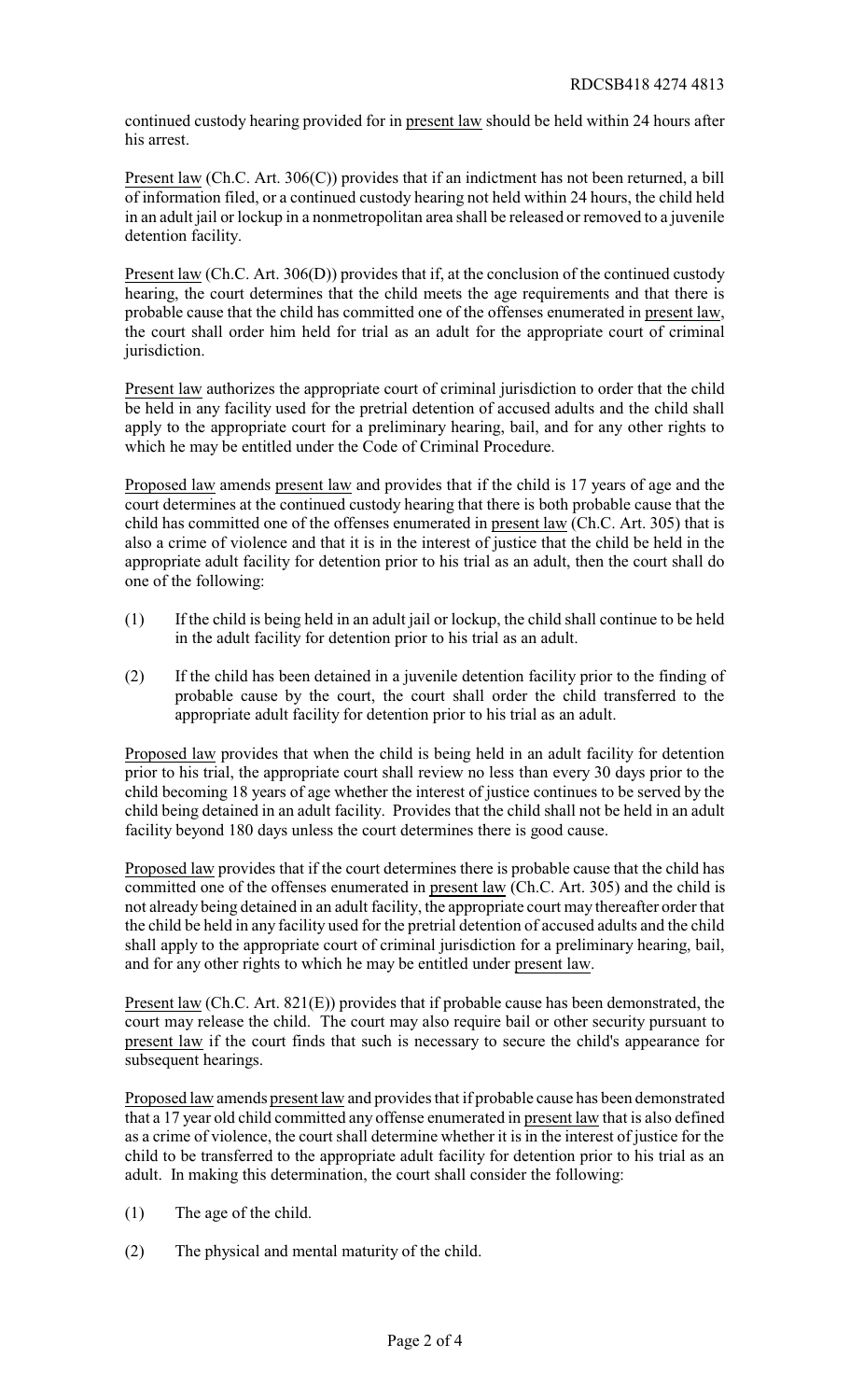continued custody hearing provided for in present law should be held within 24 hours after his arrest.

Present law (Ch.C. Art. 306(C)) provides that if an indictment has not been returned, a bill of information filed, or a continued custody hearing not held within 24 hours, the child held in an adult jail or lockup in a nonmetropolitan area shall be released or removed to a juvenile detention facility.

Present law (Ch.C. Art. 306(D)) provides that if, at the conclusion of the continued custody hearing, the court determines that the child meets the age requirements and that there is probable cause that the child has committed one of the offenses enumerated in present law, the court shall order him held for trial as an adult for the appropriate court of criminal jurisdiction.

Present law authorizes the appropriate court of criminal jurisdiction to order that the child be held in any facility used for the pretrial detention of accused adults and the child shall apply to the appropriate court for a preliminary hearing, bail, and for any other rights to which he may be entitled under the Code of Criminal Procedure.

Proposed law amends present law and provides that if the child is 17 years of age and the court determines at the continued custody hearing that there is both probable cause that the child has committed one of the offenses enumerated in present law (Ch.C. Art. 305) that is also a crime of violence and that it is in the interest of justice that the child be held in the appropriate adult facility for detention prior to his trial as an adult, then the court shall do one of the following:

(1) If the child is being held in an adult jail or lockup, the child shall continue to be held in the adult facility for detention prior to his trial as an adult.

(2) If the child has been detained in a juvenile detention facility prior to the finding of probable cause by the court, the court shall order the child transferred to the appropriate adult facility for detention prior to his trial as an adult.

Proposed law provides that when the child is being held in an adult facility for detention prior to his trial, the appropriate court shall review no less than every 30 days prior to the child becoming 18 years of age whether the interest of justice continues to be served by the child being detained in an adult facility. Provides that the child shall not be held in an adult facility beyond 180 days unless the court determines there is good cause.

Proposed law provides that if the court determines there is probable cause that the child has committed one of the offenses enumerated in present law (Ch.C. Art. 305) and the child is not already being detained in an adult facility, the appropriate court may thereafter order that the child be held in any facility used for the pretrial detention of accused adults and the child shall apply to the appropriate court of criminal jurisdiction for a preliminary hearing, bail, and for any other rights to which he may be entitled under present law.

Present law (Ch.C. Art. 821(E)) provides that if probable cause has been demonstrated, the court may release the child. The court may also require bail or other security pursuant to present law if the court finds that such is necessary to secure the child's appearance for subsequent hearings.

Proposed law amends present law and provides that if probable cause has been demonstrated that a 17 year old child committed any offense enumerated in present law that is also defined as a crime of violence, the court shall determine whether it is in the interest of justice for the child to be transferred to the appropriate adult facility for detention prior to his trial as an adult. In making this determination, the court shall consider the following:

(1) The age of the child.

(2) The physical and mental maturity of the child.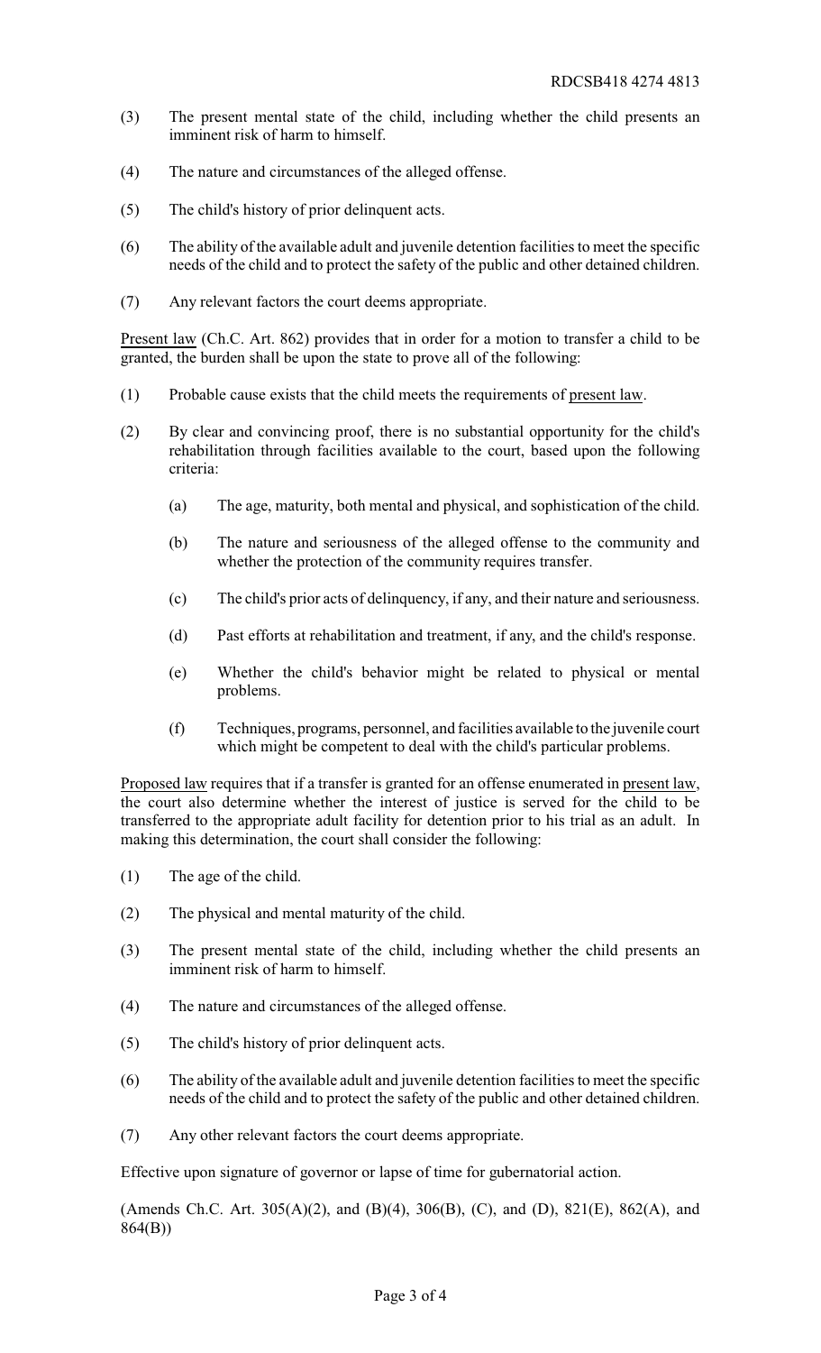(3) The present mental state of the child, including whether the child presents an imminent risk of harm to himself.

(4) The nature and circumstances of the alleged offense.

(5) The child's history of prior delinquent acts.

(6) The ability of the available adult and juvenile detention facilities to meet the specific needs of the child and to protect the safety of the public and other detained children.

(7) Any relevant factors the court deems appropriate.

Present law (Ch.C. Art. 862) provides that in order for a motion to transfer a child to be granted, the burden shall be upon the state to prove all of the following:

(1) Probable cause exists that the child meets the requirements of present law.

(2) By clear and convincing proof, there is no substantial opportunity for the child's rehabilitation through facilities available to the court, based upon the following criteria:

   (a) The age, maturity, both mental and physical, and sophistication of the child.

   (b) The nature and seriousness of the alleged offense to the community and whether the protection of the community requires transfer.

   (c) The child's prior acts of delinquency, if any, and their nature and seriousness.

   (d) Past efforts at rehabilitation and treatment, if any, and the child's response.

   (e) Whether the child's behavior might be related to physical or mental problems.

   (f) Techniques, programs, personnel, and facilities available to the juvenile court which might be competent to deal with the child's particular problems.

Proposed law requires that if a transfer is granted for an offense enumerated in present law, the court also determine whether the interest of justice is served for the child to be transferred to the appropriate adult facility for detention prior to his trial as an adult. In making this determination, the court shall consider the following:

(1) The age of the child.

(2) The physical and mental maturity of the child.

(3) The present mental state of the child, including whether the child presents an imminent risk of harm to himself.

(4) The nature and circumstances of the alleged offense.

(5) The child's history of prior delinquent acts.

(6) The ability of the available adult and juvenile detention facilities to meet the specific needs of the child and to protect the safety of the public and other detained children.

(7) Any other relevant factors the court deems appropriate.

Effective upon signature of governor or lapse of time for gubernatorial action.

(Amends Ch.C. Art. 305(A)(2), and (B)(4), 306(B), (C), and (D), 821(E), 862(A), and 864(B))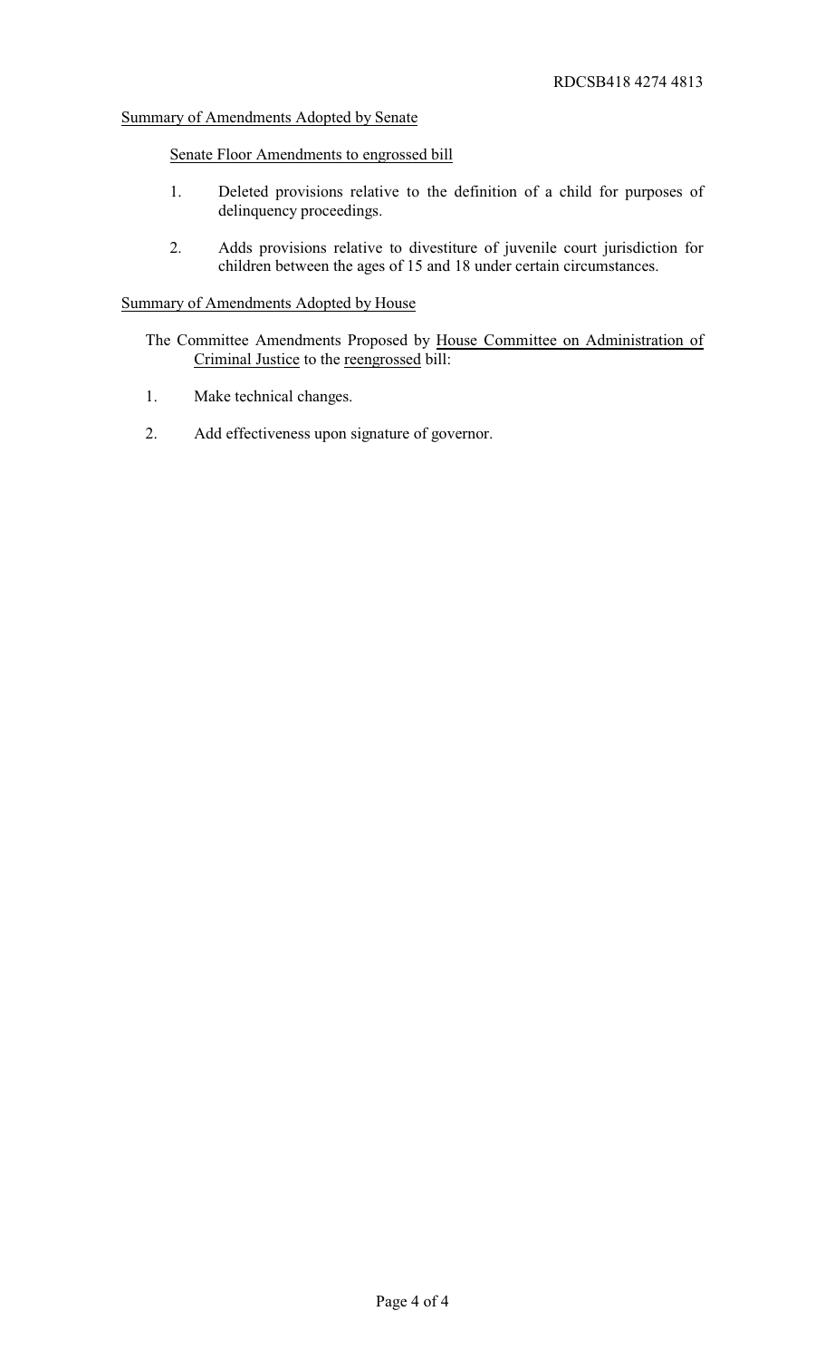RDCSB418 4274 4813

Summary of Amendments Adopted by Senate

Senate Floor Amendments to engrossed bill

1. Deleted provisions relative to the definition of a child for purposes of delinquency proceedings.
2. Adds provisions relative to divestiture of juvenile court jurisdiction for children between the ages of 15 and 18 under certain circumstances.

Summary of Amendments Adopted by House

The Committee Amendments Proposed by House Committee on Administration of Criminal Justice to the reengrossed bill:

1. Make technical changes.
2. Add effectiveness upon signature of governor.